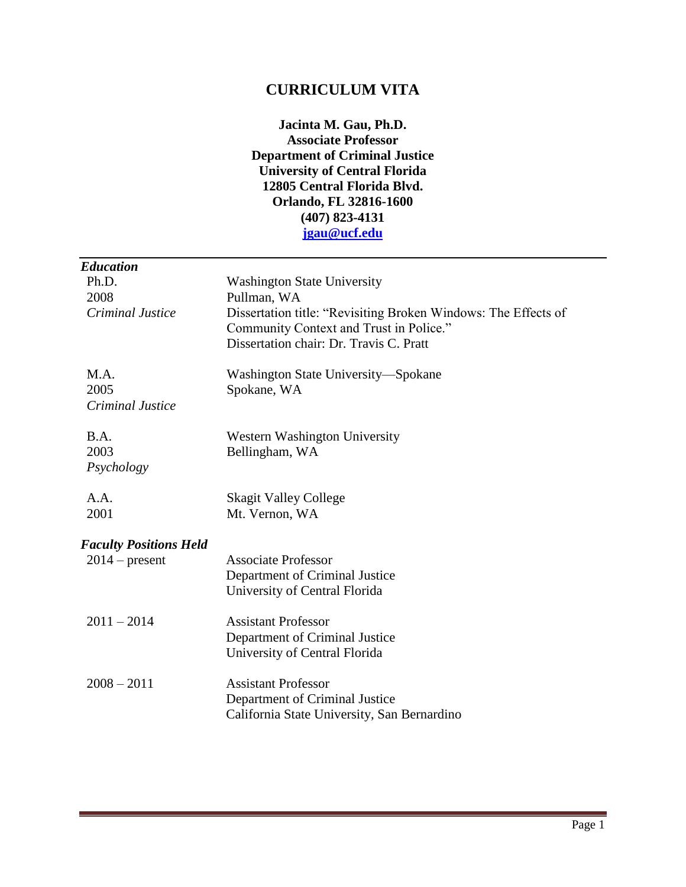# CURRICULUM VITA

**Jacinta M. Gau, Ph.D.**
**Associate Professor**
**Department of Criminal Justice**
**University of Central Florida**
**12805 Central Florida Blvd.**
**Orlando, FL 32816-1600**
**(407) 823-4131**
**jgau@ucf.edu**

---

## *Education*

Ph.D.
2008
*Criminal Justice*

Washington State University
Pullman, WA
Dissertation title: "Revisiting Broken Windows: The Effects of Community Context and Trust in Police."
Dissertation chair: Dr. Travis C. Pratt

M.A.
2005
*Criminal Justice*

Washington State University—Spokane
Spokane, WA

B.A.
2003
*Psychology*

Western Washington University
Bellingham, WA

A.A.
2001

Skagit Valley College
Mt. Vernon, WA

## *Faculty Positions Held*

2014 – present
Associate Professor
Department of Criminal Justice
University of Central Florida

2011 – 2014
Assistant Professor
Department of Criminal Justice
University of Central Florida

2008 – 2011
Assistant Professor
Department of Criminal Justice
California State University, San Bernardino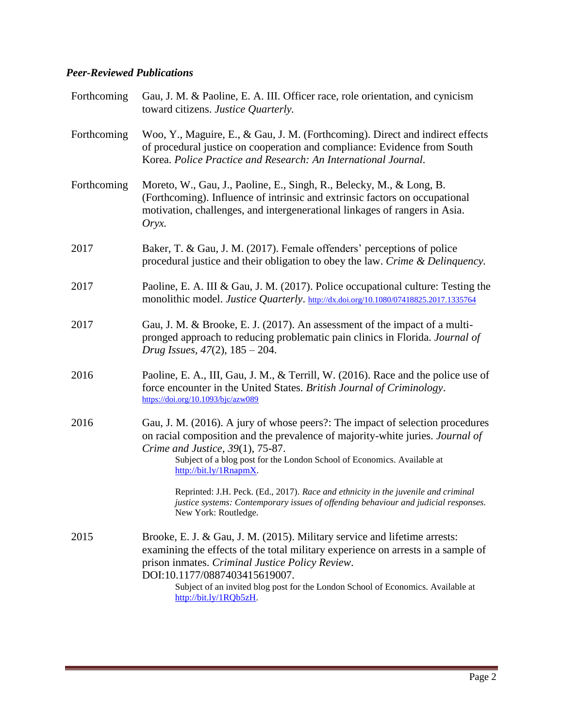### *Peer-Reviewed Publications*

| | |
|---|---|
| Forthcoming | Gau, J. M. & Paoline, E. A. III. Officer race, role orientation, and cynicism toward citizens. *Justice Quarterly.* |
| Forthcoming | Woo, Y., Maguire, E., & Gau, J. M. (Forthcoming). Direct and indirect effects of procedural justice on cooperation and compliance: Evidence from South Korea. *Police Practice and Research: An International Journal.* |
| Forthcoming | Moreto, W., Gau, J., Paoline, E., Singh, R., Belecky, M., & Long, B. (Forthcoming). Influence of intrinsic and extrinsic factors on occupational motivation, challenges, and intergenerational linkages of rangers in Asia. *Oryx.* |
| 2017 | Baker, T. & Gau, J. M. (2017). Female offenders' perceptions of police procedural justice and their obligation to obey the law. *Crime & Delinquency.* |
| 2017 | Paoline, E. A. III & Gau, J. M. (2017). Police occupational culture: Testing the monolithic model. *Justice Quarterly*. http://dx.doi.org/10.1080/07418825.2017.1335764 |
| 2017 | Gau, J. M. & Brooke, E. J. (2017). An assessment of the impact of a multi-pronged approach to reducing problematic pain clinics in Florida. *Journal of Drug Issues*, *47*(2), 185 – 204. |
| 2016 | Paoline, E. A., III, Gau, J. M., & Terrill, W. (2016). Race and the police use of force encounter in the United States. *British Journal of Criminology*. https://doi.org/10.1093/bjc/azw089 |
| 2016 | Gau, J. M. (2016). A jury of whose peers?: The impact of selection procedures on racial composition and the prevalence of majority-white juries. *Journal of Crime and Justice, 39*(1), 75-87.<br>Subject of a blog post for the London School of Economics. Available at http://bit.ly/1RnapmX.<br><br>Reprinted: J.H. Peck. (Ed., 2017). *Race and ethnicity in the juvenile and criminal justice systems: Contemporary issues of offending behaviour and judicial responses.* New York: Routledge. |
| 2015 | Brooke, E. J. & Gau, J. M. (2015). Military service and lifetime arrests: examining the effects of the total military experience on arrests in a sample of prison inmates. *Criminal Justice Policy Review*. DOI:10.1177/0887403415619007.<br>Subject of an invited blog post for the London School of Economics. Available at http://bit.ly/1RQb5zH. |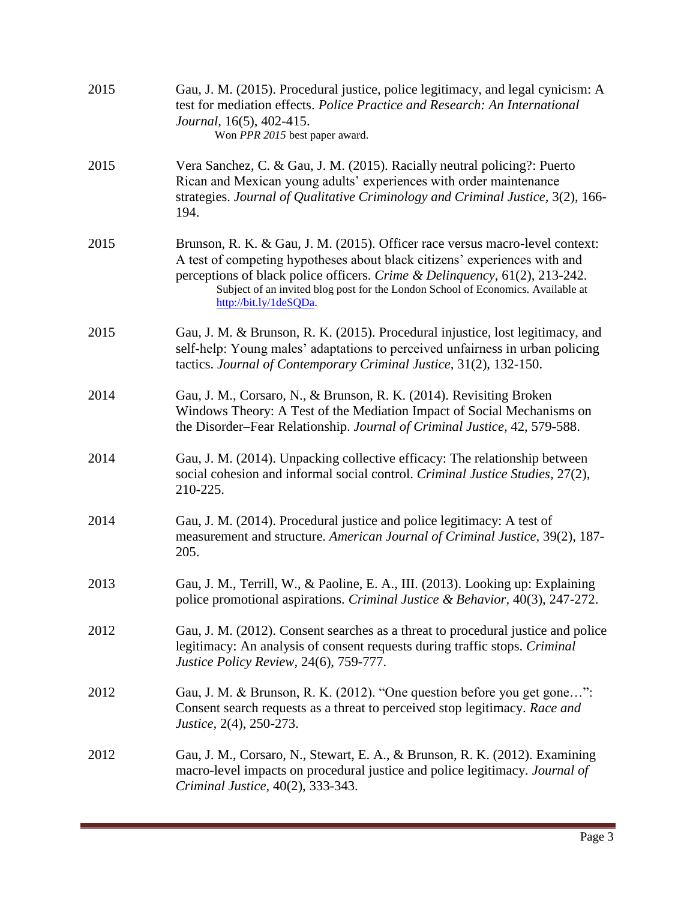2015 Gau, J. M. (2015). Procedural justice, police legitimacy, and legal cynicism: A test for mediation effects. *Police Practice and Research: An International Journal*, 16(5), 402-415.
Won *PPR 2015* best paper award.

2015 Vera Sanchez, C. & Gau, J. M. (2015). Racially neutral policing?: Puerto Rican and Mexican young adults' experiences with order maintenance strategies. *Journal of Qualitative Criminology and Criminal Justice*, 3(2), 166-194.

2015 Brunson, R. K. & Gau, J. M. (2015). Officer race versus macro-level context: A test of competing hypotheses about black citizens' experiences with and perceptions of black police officers. *Crime & Delinquency*, 61(2), 213-242.
Subject of an invited blog post for the London School of Economics. Available at http://bit.ly/1deSQDa.

2015 Gau, J. M. & Brunson, R. K. (2015). Procedural injustice, lost legitimacy, and self-help: Young males' adaptations to perceived unfairness in urban policing tactics. *Journal of Contemporary Criminal Justice*, 31(2), 132-150.

2014 Gau, J. M., Corsaro, N., & Brunson, R. K. (2014). Revisiting Broken Windows Theory: A Test of the Mediation Impact of Social Mechanisms on the Disorder–Fear Relationship. *Journal of Criminal Justice*, 42, 579-588.

2014 Gau, J. M. (2014). Unpacking collective efficacy: The relationship between social cohesion and informal social control. *Criminal Justice Studies*, 27(2), 210-225.

2014 Gau, J. M. (2014). Procedural justice and police legitimacy: A test of measurement and structure. *American Journal of Criminal Justice*, 39(2), 187-205.

2013 Gau, J. M., Terrill, W., & Paoline, E. A., III. (2013). Looking up: Explaining police promotional aspirations. *Criminal Justice & Behavior*, 40(3), 247-272.

2012 Gau, J. M. (2012). Consent searches as a threat to procedural justice and police legitimacy: An analysis of consent requests during traffic stops. *Criminal Justice Policy Review*, 24(6), 759-777.

2012 Gau, J. M. & Brunson, R. K. (2012). "One question before you get gone…": Consent search requests as a threat to perceived stop legitimacy. *Race and Justice*, 2(4), 250-273.

2012 Gau, J. M., Corsaro, N., Stewart, E. A., & Brunson, R. K. (2012). Examining macro-level impacts on procedural justice and police legitimacy. *Journal of Criminal Justice*, 40(2), 333-343.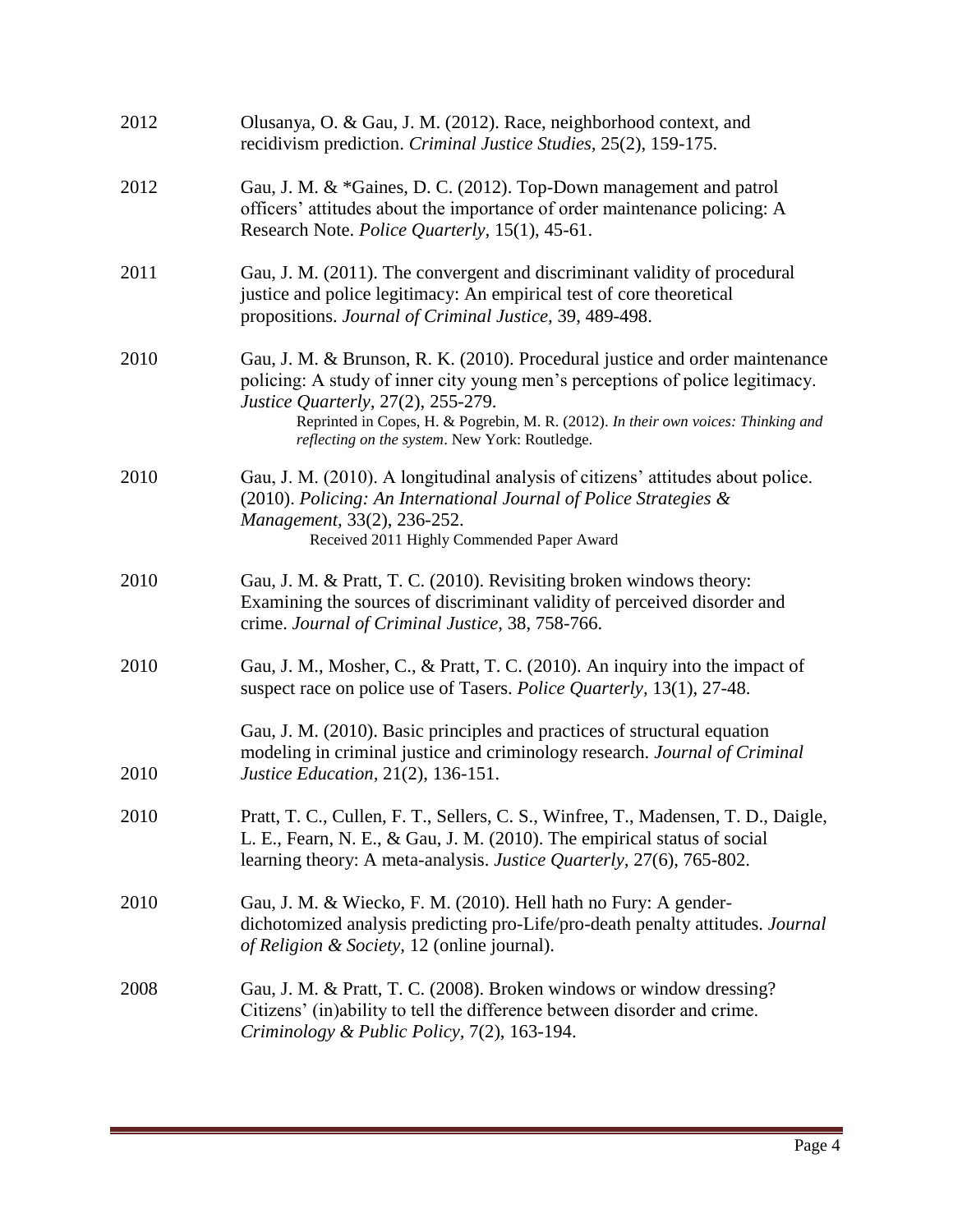2012 Olusanya, O. & Gau, J. M. (2012). Race, neighborhood context, and recidivism prediction. *Criminal Justice Studies,* 25(2), 159-175.

2012 Gau, J. M. & *Gaines, D. C. (2012). Top-Down management and patrol officers' attitudes about the importance of order maintenance policing: A Research Note. *Police Quarterly,* 15(1), 45-61.

2011 Gau, J. M. (2011). The convergent and discriminant validity of procedural justice and police legitimacy: An empirical test of core theoretical propositions. *Journal of Criminal Justice,* 39, 489-498.

2010 Gau, J. M. & Brunson, R. K. (2010). Procedural justice and order maintenance policing: A study of inner city young men's perceptions of police legitimacy. *Justice Quarterly,* 27(2), 255-279.
Reprinted in Copes, H. & Pogrebin, M. R. (2012). *In their own voices: Thinking and reflecting on the system*. New York: Routledge.

2010 Gau, J. M. (2010). A longitudinal analysis of citizens' attitudes about police. (2010). *Policing: An International Journal of Police Strategies & Management,* 33(2), 236-252.
Received 2011 Highly Commended Paper Award

2010 Gau, J. M. & Pratt, T. C. (2010). Revisiting broken windows theory: Examining the sources of discriminant validity of perceived disorder and crime. *Journal of Criminal Justice,* 38, 758-766.

2010 Gau, J. M., Mosher, C., & Pratt, T. C. (2010). An inquiry into the impact of suspect race on police use of Tasers. *Police Quarterly,* 13(1), 27-48.

2010 Gau, J. M. (2010). Basic principles and practices of structural equation modeling in criminal justice and criminology research. *Journal of Criminal Justice Education,* 21(2), 136-151.

2010 Pratt, T. C., Cullen, F. T., Sellers, C. S., Winfree, T., Madensen, T. D., Daigle, L. E., Fearn, N. E., & Gau, J. M. (2010). The empirical status of social learning theory: A meta-analysis. *Justice Quarterly,* 27(6), 765-802.

2010 Gau, J. M. & Wiecko, F. M. (2010). Hell hath no Fury: A gender-dichotomized analysis predicting pro-Life/pro-death penalty attitudes. *Journal of Religion & Society,* 12 (online journal).

2008 Gau, J. M. & Pratt, T. C. (2008). Broken windows or window dressing? Citizens' (in)ability to tell the difference between disorder and crime. *Criminology & Public Policy,* 7(2), 163-194.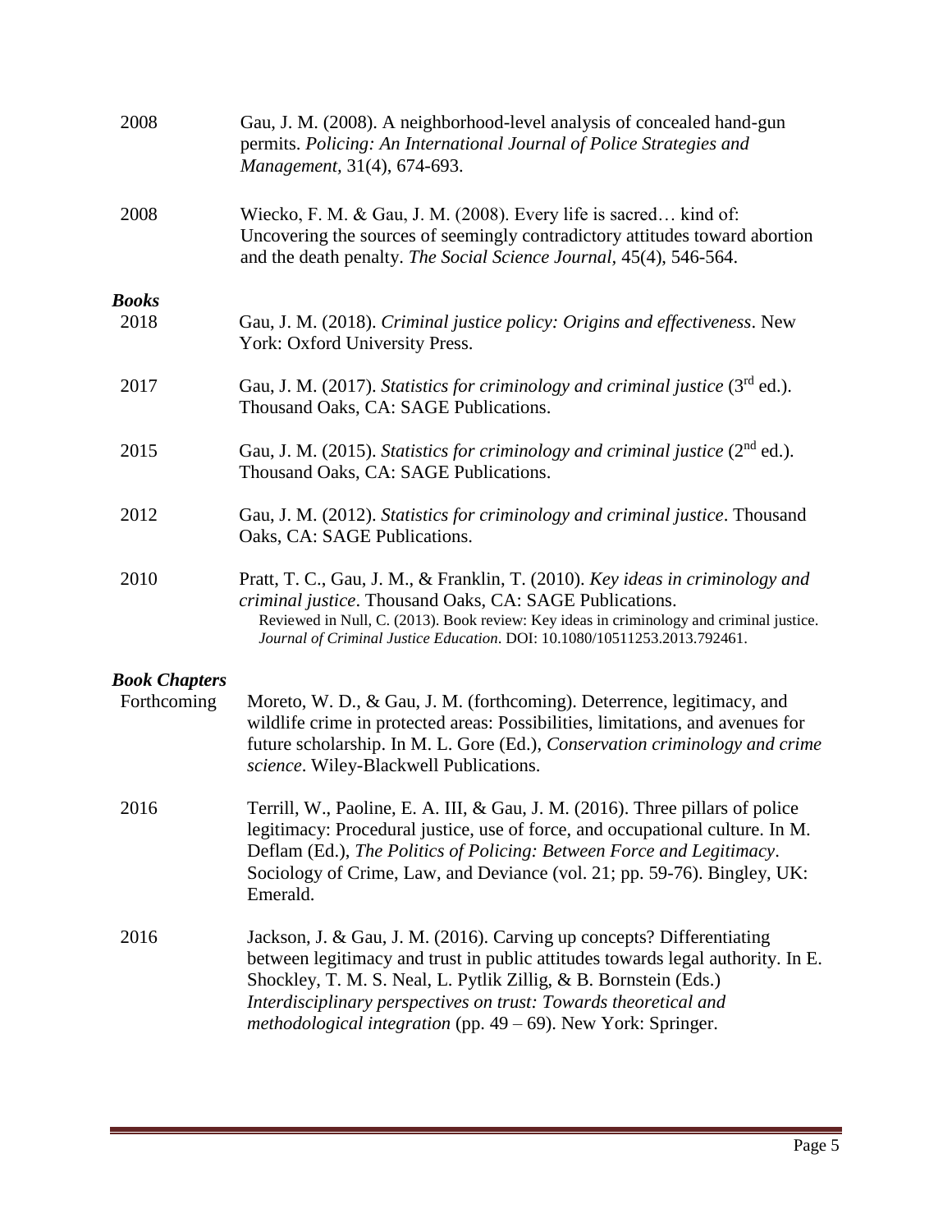2008 Gau, J. M. (2008). A neighborhood-level analysis of concealed hand-gun permits. *Policing: An International Journal of Police Strategies and Management*, 31(4), 674-693.

2008 Wiecko, F. M. & Gau, J. M. (2008). Every life is sacred… kind of: Uncovering the sources of seemingly contradictory attitudes toward abortion and the death penalty. *The Social Science Journal*, 45(4), 546-564.

### *Books*

2018 Gau, J. M. (2018). *Criminal justice policy: Origins and effectiveness*. New York: Oxford University Press.

2017 Gau, J. M. (2017). *Statistics for criminology and criminal justice* (3rd ed.). Thousand Oaks, CA: SAGE Publications.

2015 Gau, J. M. (2015). *Statistics for criminology and criminal justice* (2nd ed.). Thousand Oaks, CA: SAGE Publications.

2012 Gau, J. M. (2012). *Statistics for criminology and criminal justice*. Thousand Oaks, CA: SAGE Publications.

2010 Pratt, T. C., Gau, J. M., & Franklin, T. (2010). *Key ideas in criminology and criminal justice*. Thousand Oaks, CA: SAGE Publications.
Reviewed in Null, C. (2013). Book review: Key ideas in criminology and criminal justice. *Journal of Criminal Justice Education*. DOI: 10.1080/10511253.2013.792461.

### *Book Chapters*

Forthcoming Moreto, W. D., & Gau, J. M. (forthcoming). Deterrence, legitimacy, and wildlife crime in protected areas: Possibilities, limitations, and avenues for future scholarship. In M. L. Gore (Ed.), *Conservation criminology and crime science*. Wiley-Blackwell Publications.

2016 Terrill, W., Paoline, E. A. III, & Gau, J. M. (2016). Three pillars of police legitimacy: Procedural justice, use of force, and occupational culture. In M. Deflam (Ed.), *The Politics of Policing: Between Force and Legitimacy*. Sociology of Crime, Law, and Deviance (vol. 21; pp. 59-76). Bingley, UK: Emerald.

2016 Jackson, J. & Gau, J. M. (2016). Carving up concepts? Differentiating between legitimacy and trust in public attitudes towards legal authority. In E. Shockley, T. M. S. Neal, L. Pytlik Zillig, & B. Bornstein (Eds.) *Interdisciplinary perspectives on trust: Towards theoretical and methodological integration* (pp. 49 – 69). New York: Springer.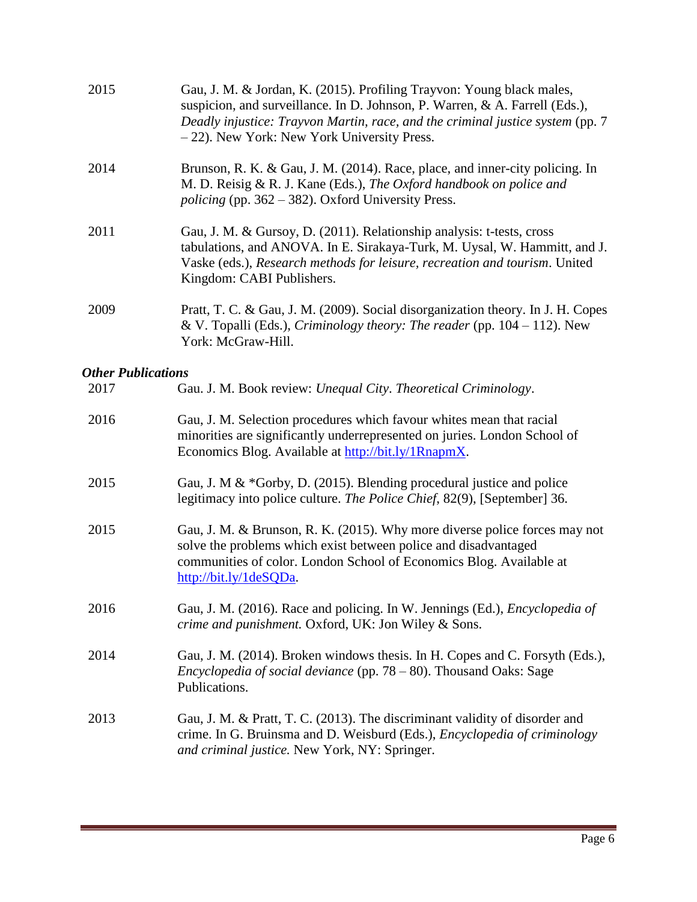2015 Gau, J. M. & Jordan, K. (2015). Profiling Trayvon: Young black males, suspicion, and surveillance. In D. Johnson, P. Warren, & A. Farrell (Eds.), *Deadly injustice: Trayvon Martin, race, and the criminal justice system* (pp. 7 – 22). New York: New York University Press.

2014 Brunson, R. K. & Gau, J. M. (2014). Race, place, and inner-city policing. In M. D. Reisig & R. J. Kane (Eds.), *The Oxford handbook on police and policing* (pp. 362 – 382). Oxford University Press.

2011 Gau, J. M. & Gursoy, D. (2011). Relationship analysis: t-tests, cross tabulations, and ANOVA. In E. Sirakaya-Turk, M. Uysal, W. Hammitt, and J. Vaske (eds.), *Research methods for leisure, recreation and tourism*. United Kingdom: CABI Publishers.

2009 Pratt, T. C. & Gau, J. M. (2009). Social disorganization theory. In J. H. Copes & V. Topalli (Eds.), *Criminology theory: The reader* (pp. 104 – 112). New York: McGraw-Hill.

***Other Publications***

2017 Gau. J. M. Book review: *Unequal City*. *Theoretical Criminology*.

2016 Gau, J. M. Selection procedures which favour whites mean that racial minorities are significantly underrepresented on juries. London School of Economics Blog. Available at [http://bit.ly/1RnapmX](http://bit.ly/1RnapmX).

2015 Gau, J. M & *Gorby, D. (2015). Blending procedural justice and police legitimacy into police culture. *The Police Chief,* 82(9), [September] 36.

2015 Gau, J. M. & Brunson, R. K. (2015). Why more diverse police forces may not solve the problems which exist between police and disadvantaged communities of color. London School of Economics Blog. Available at [http://bit.ly/1deSQDa](http://bit.ly/1deSQDa).

2016 Gau, J. M. (2016). Race and policing. In W. Jennings (Ed.), *Encyclopedia of crime and punishment.* Oxford, UK: Jon Wiley & Sons.

2014 Gau, J. M. (2014). Broken windows thesis. In H. Copes and C. Forsyth (Eds.), *Encyclopedia of social deviance* (pp. 78 – 80). Thousand Oaks: Sage Publications.

2013 Gau, J. M. & Pratt, T. C. (2013). The discriminant validity of disorder and crime. In G. Bruinsma and D. Weisburd (Eds.), *Encyclopedia of criminology and criminal justice.* New York, NY: Springer.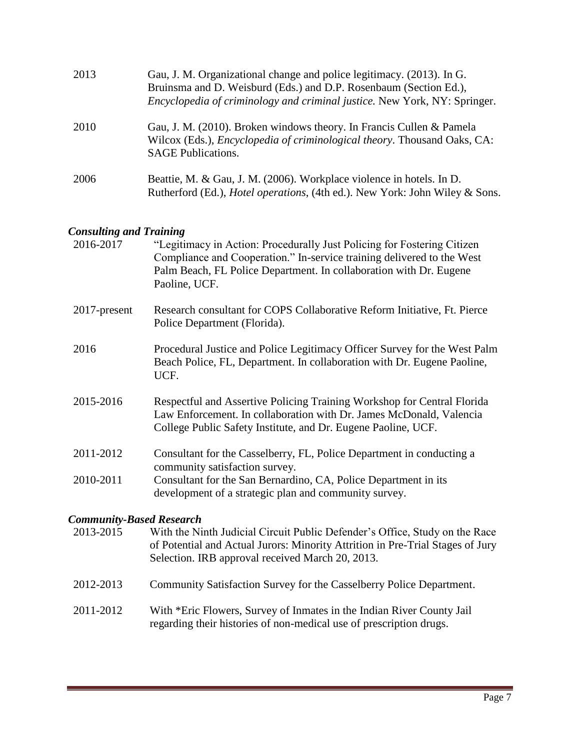| | |
|---|---|
| 2013 | Gau, J. M. Organizational change and police legitimacy. (2013). In G. Bruinsma and D. Weisburd (Eds.) and D.P. Rosenbaum (Section Ed.), *Encyclopedia of criminology and criminal justice.* New York, NY: Springer. |
| 2010 | Gau, J. M. (2010). Broken windows theory. In Francis Cullen & Pamela Wilcox (Eds.), *Encyclopedia of criminological theory*. Thousand Oaks, CA: SAGE Publications. |
| 2006 | Beattie, M. & Gau, J. M. (2006). Workplace violence in hotels. In D. Rutherford (Ed.), *Hotel operations*, (4th ed.). New York: John Wiley & Sons. |

### *Consulting and Training*

| | |
|---|---|
| 2016-2017 | "Legitimacy in Action: Procedurally Just Policing for Fostering Citizen Compliance and Cooperation." In-service training delivered to the West Palm Beach, FL Police Department. In collaboration with Dr. Eugene Paoline, UCF. |
| 2017-present | Research consultant for COPS Collaborative Reform Initiative, Ft. Pierce Police Department (Florida). |
| 2016 | Procedural Justice and Police Legitimacy Officer Survey for the West Palm Beach Police, FL, Department. In collaboration with Dr. Eugene Paoline, UCF. |
| 2015-2016 | Respectful and Assertive Policing Training Workshop for Central Florida Law Enforcement. In collaboration with Dr. James McDonald, Valencia College Public Safety Institute, and Dr. Eugene Paoline, UCF. |
| 2011-2012 | Consultant for the Casselberry, FL, Police Department in conducting a community satisfaction survey. |
| 2010-2011 | Consultant for the San Bernardino, CA, Police Department in its development of a strategic plan and community survey. |

### *Community-Based Research*

| | |
|---|---|
| 2013-2015 | With the Ninth Judicial Circuit Public Defender's Office, Study on the Race of Potential and Actual Jurors: Minority Attrition in Pre-Trial Stages of Jury Selection. IRB approval received March 20, 2013. |
| 2012-2013 | Community Satisfaction Survey for the Casselberry Police Department. |
| 2011-2012 | With *Eric Flowers, Survey of Inmates in the Indian River County Jail regarding their histories of non-medical use of prescription drugs. |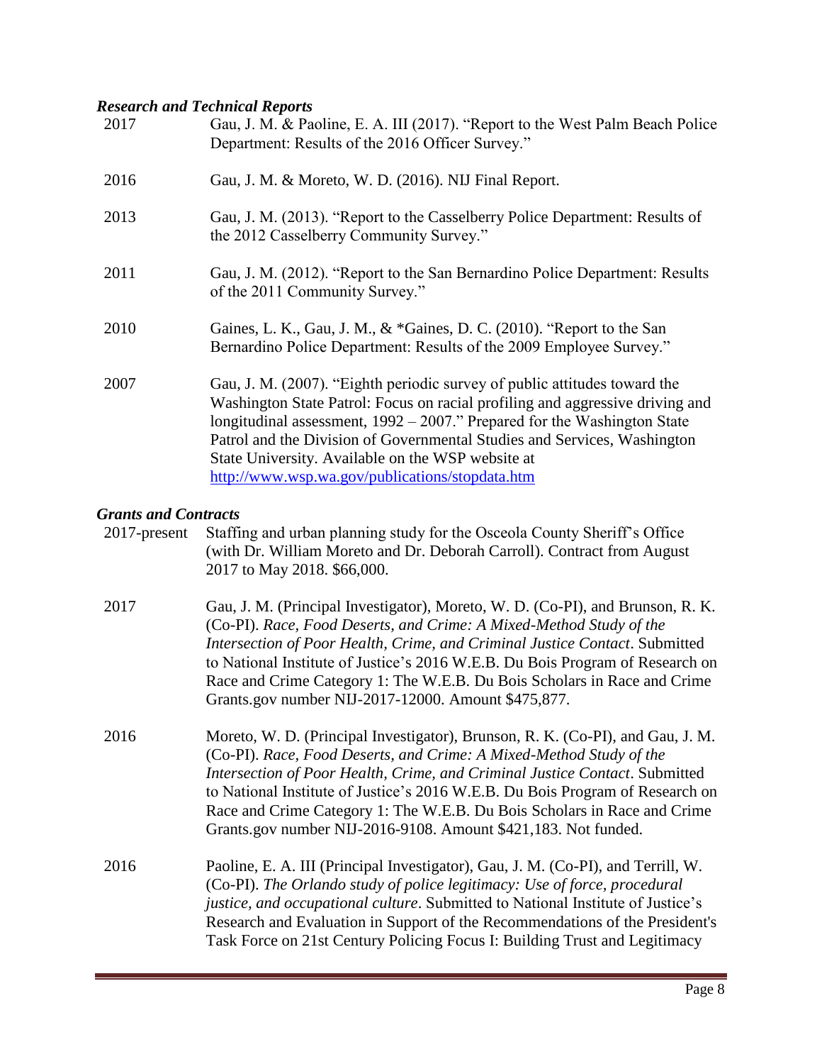### *Research and Technical Reports*

2017 Gau, J. M. & Paoline, E. A. III (2017). "Report to the West Palm Beach Police Department: Results of the 2016 Officer Survey."

2016 Gau, J. M. & Moreto, W. D. (2016). NIJ Final Report.

2013 Gau, J. M. (2013). "Report to the Casselberry Police Department: Results of the 2012 Casselberry Community Survey."

2011 Gau, J. M. (2012). "Report to the San Bernardino Police Department: Results of the 2011 Community Survey."

2010 Gaines, L. K., Gau, J. M., & *Gaines, D. C. (2010). "Report to the San Bernardino Police Department: Results of the 2009 Employee Survey."

2007 Gau, J. M. (2007). "Eighth periodic survey of public attitudes toward the Washington State Patrol: Focus on racial profiling and aggressive driving and longitudinal assessment, 1992 – 2007." Prepared for the Washington State Patrol and the Division of Governmental Studies and Services, Washington State University. Available on the WSP website at [http://www.wsp.wa.gov/publications/stopdata.htm](http://www.wsp.wa.gov/publications/stopdata.htm)

### *Grants and Contracts*

2017-present Staffing and urban planning study for the Osceola County Sheriff's Office (with Dr. William Moreto and Dr. Deborah Carroll). Contract from August 2017 to May 2018. $66,000.

2017 Gau, J. M. (Principal Investigator), Moreto, W. D. (Co-PI), and Brunson, R. K. (Co-PI). *Race, Food Deserts, and Crime: A Mixed-Method Study of the Intersection of Poor Health, Crime, and Criminal Justice Contact*. Submitted to National Institute of Justice's 2016 W.E.B. Du Bois Program of Research on Race and Crime Category 1: The W.E.B. Du Bois Scholars in Race and Crime Grants.gov number NIJ-2017-12000. Amount $475,877.

2016 Moreto, W. D. (Principal Investigator), Brunson, R. K. (Co-PI), and Gau, J. M. (Co-PI). *Race, Food Deserts, and Crime: A Mixed-Method Study of the Intersection of Poor Health, Crime, and Criminal Justice Contact*. Submitted to National Institute of Justice's 2016 W.E.B. Du Bois Program of Research on Race and Crime Category 1: The W.E.B. Du Bois Scholars in Race and Crime Grants.gov number NIJ-2016-9108. Amount $421,183. Not funded.

2016 Paoline, E. A. III (Principal Investigator), Gau, J. M. (Co-PI), and Terrill, W. (Co-PI). *The Orlando study of police legitimacy: Use of force, procedural justice, and occupational culture*. Submitted to National Institute of Justice's Research and Evaluation in Support of the Recommendations of the President's Task Force on 21st Century Policing Focus I: Building Trust and Legitimacy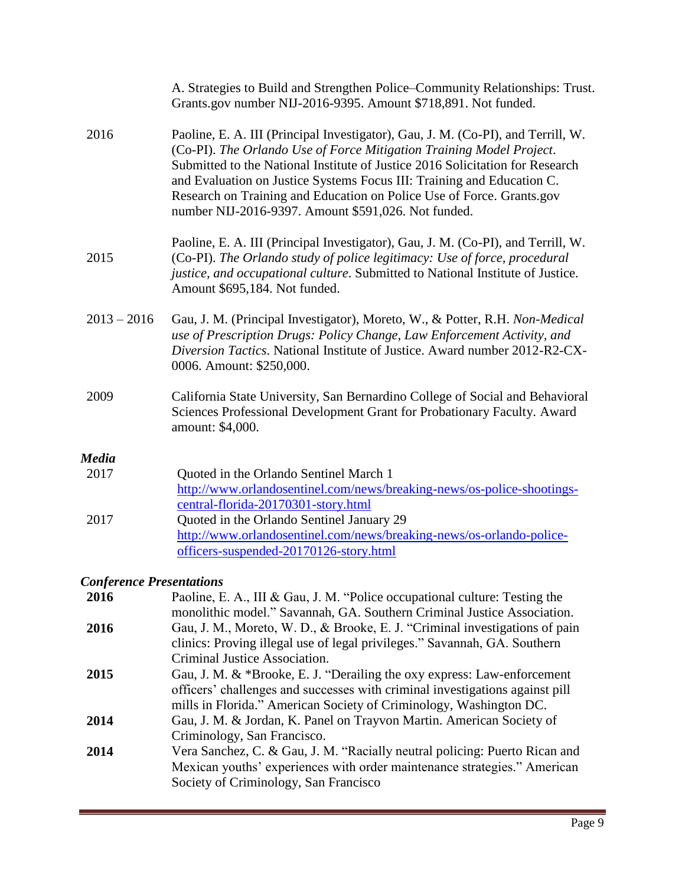A. Strategies to Build and Strengthen Police–Community Relationships: Trust. Grants.gov number NIJ-2016-9395. Amount $718,891. Not funded.

2016 Paoline, E. A. III (Principal Investigator), Gau, J. M. (Co-PI), and Terrill, W. (Co-PI). *The Orlando Use of Force Mitigation Training Model Project*. Submitted to the National Institute of Justice 2016 Solicitation for Research and Evaluation on Justice Systems Focus III: Training and Education C. Research on Training and Education on Police Use of Force. Grants.gov number NIJ-2016-9397. Amount $591,026. Not funded.

2015 Paoline, E. A. III (Principal Investigator), Gau, J. M. (Co-PI), and Terrill, W. (Co-PI). *The Orlando study of police legitimacy: Use of force, procedural justice, and occupational culture*. Submitted to National Institute of Justice. Amount $695,184. Not funded.

2013 – 2016 Gau, J. M. (Principal Investigator), Moreto, W., & Potter, R.H. *Non-Medical use of Prescription Drugs: Policy Change, Law Enforcement Activity, and Diversion Tactics*. National Institute of Justice. Award number 2012-R2-CX-0006. Amount: $250,000.

2009 California State University, San Bernardino College of Social and Behavioral Sciences Professional Development Grant for Probationary Faculty. Award amount: $4,000.

### *Media*

2017 Quoted in the Orlando Sentinel March 1
http://www.orlandosentinel.com/news/breaking-news/os-police-shootings-central-florida-20170301-story.html

2017 Quoted in the Orlando Sentinel January 29
http://www.orlandosentinel.com/news/breaking-news/os-orlando-police-officers-suspended-20170126-story.html

### *Conference Presentations*

**2016** Paoline, E. A., III & Gau, J. M. "Police occupational culture: Testing the monolithic model." Savannah, GA. Southern Criminal Justice Association.

**2016** Gau, J. M., Moreto, W. D., & Brooke, E. J. "Criminal investigations of pain clinics: Proving illegal use of legal privileges." Savannah, GA. Southern Criminal Justice Association.

**2015** Gau, J. M. & *Brooke, E. J. "Derailing the oxy express: Law-enforcement officers' challenges and successes with criminal investigations against pill mills in Florida." American Society of Criminology, Washington DC.

**2014** Gau, J. M. & Jordan, K. Panel on Trayvon Martin. American Society of Criminology, San Francisco.

**2014** Vera Sanchez, C. & Gau, J. M. "Racially neutral policing: Puerto Rican and Mexican youths' experiences with order maintenance strategies." American Society of Criminology, San Francisco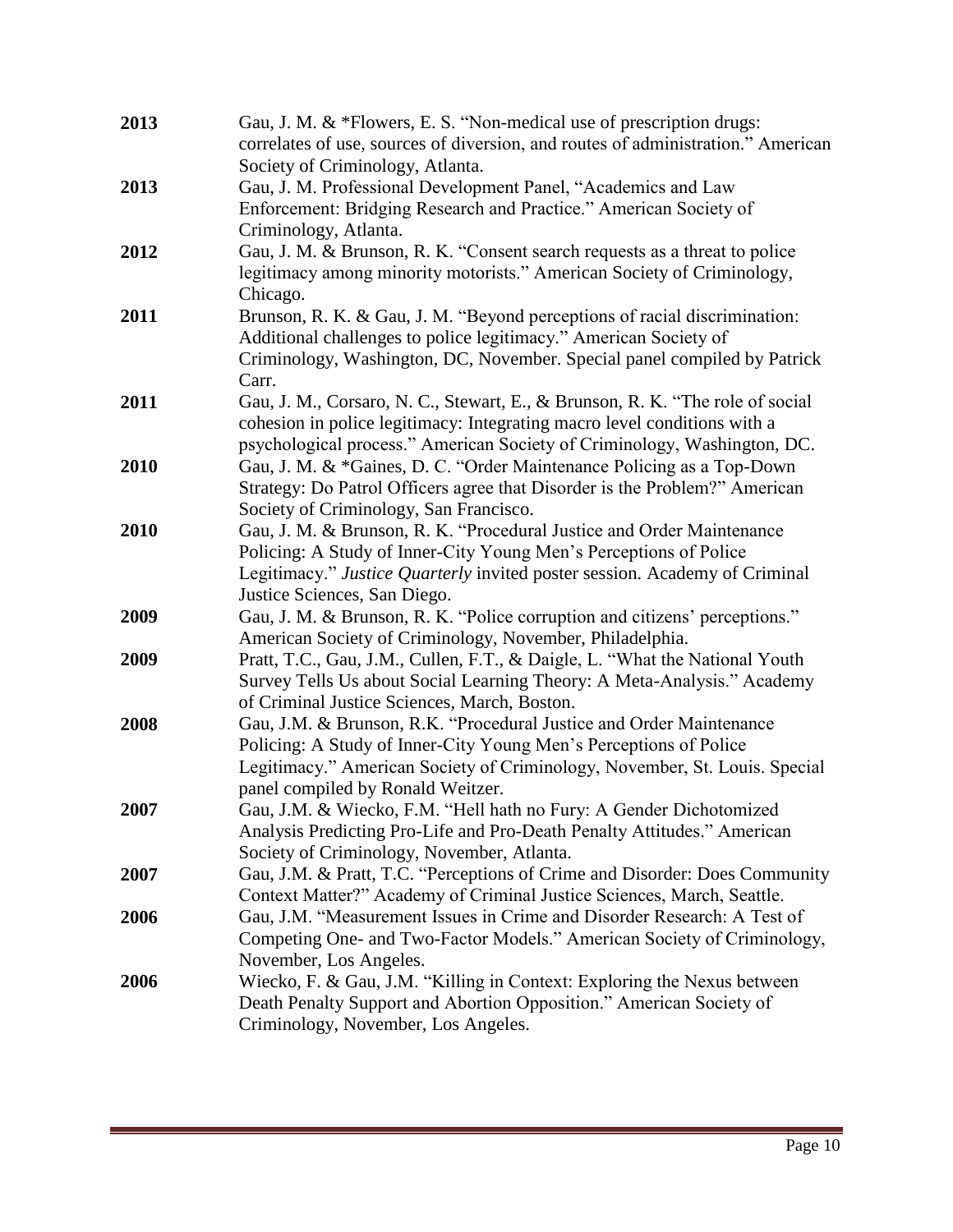**2013** Gau, J. M. & *Flowers, E. S. "Non-medical use of prescription drugs: correlates of use, sources of diversion, and routes of administration." American Society of Criminology, Atlanta.

**2013** Gau, J. M. Professional Development Panel, "Academics and Law Enforcement: Bridging Research and Practice." American Society of Criminology, Atlanta.

**2012** Gau, J. M. & Brunson, R. K. "Consent search requests as a threat to police legitimacy among minority motorists." American Society of Criminology, Chicago.

**2011** Brunson, R. K. & Gau, J. M. "Beyond perceptions of racial discrimination: Additional challenges to police legitimacy." American Society of Criminology, Washington, DC, November. Special panel compiled by Patrick Carr.

**2011** Gau, J. M., Corsaro, N. C., Stewart, E., & Brunson, R. K. "The role of social cohesion in police legitimacy: Integrating macro level conditions with a psychological process." American Society of Criminology, Washington, DC.

**2010** Gau, J. M. & *Gaines, D. C. "Order Maintenance Policing as a Top-Down Strategy: Do Patrol Officers agree that Disorder is the Problem?" American Society of Criminology, San Francisco.

**2010** Gau, J. M. & Brunson, R. K. "Procedural Justice and Order Maintenance Policing: A Study of Inner-City Young Men's Perceptions of Police Legitimacy." *Justice Quarterly* invited poster session. Academy of Criminal Justice Sciences, San Diego.

**2009** Gau, J. M. & Brunson, R. K. "Police corruption and citizens' perceptions." American Society of Criminology, November, Philadelphia.

**2009** Pratt, T.C., Gau, J.M., Cullen, F.T., & Daigle, L. "What the National Youth Survey Tells Us about Social Learning Theory: A Meta-Analysis." Academy of Criminal Justice Sciences, March, Boston.

**2008** Gau, J.M. & Brunson, R.K. "Procedural Justice and Order Maintenance Policing: A Study of Inner-City Young Men's Perceptions of Police Legitimacy." American Society of Criminology, November, St. Louis. Special panel compiled by Ronald Weitzer.

**2007** Gau, J.M. & Wiecko, F.M. "Hell hath no Fury: A Gender Dichotomized Analysis Predicting Pro-Life and Pro-Death Penalty Attitudes." American Society of Criminology, November, Atlanta.

**2007** Gau, J.M. & Pratt, T.C. "Perceptions of Crime and Disorder: Does Community Context Matter?" Academy of Criminal Justice Sciences, March, Seattle.

**2006** Gau, J.M. "Measurement Issues in Crime and Disorder Research: A Test of Competing One- and Two-Factor Models." American Society of Criminology, November, Los Angeles.

**2006** Wiecko, F. & Gau, J.M. "Killing in Context: Exploring the Nexus between Death Penalty Support and Abortion Opposition." American Society of Criminology, November, Los Angeles.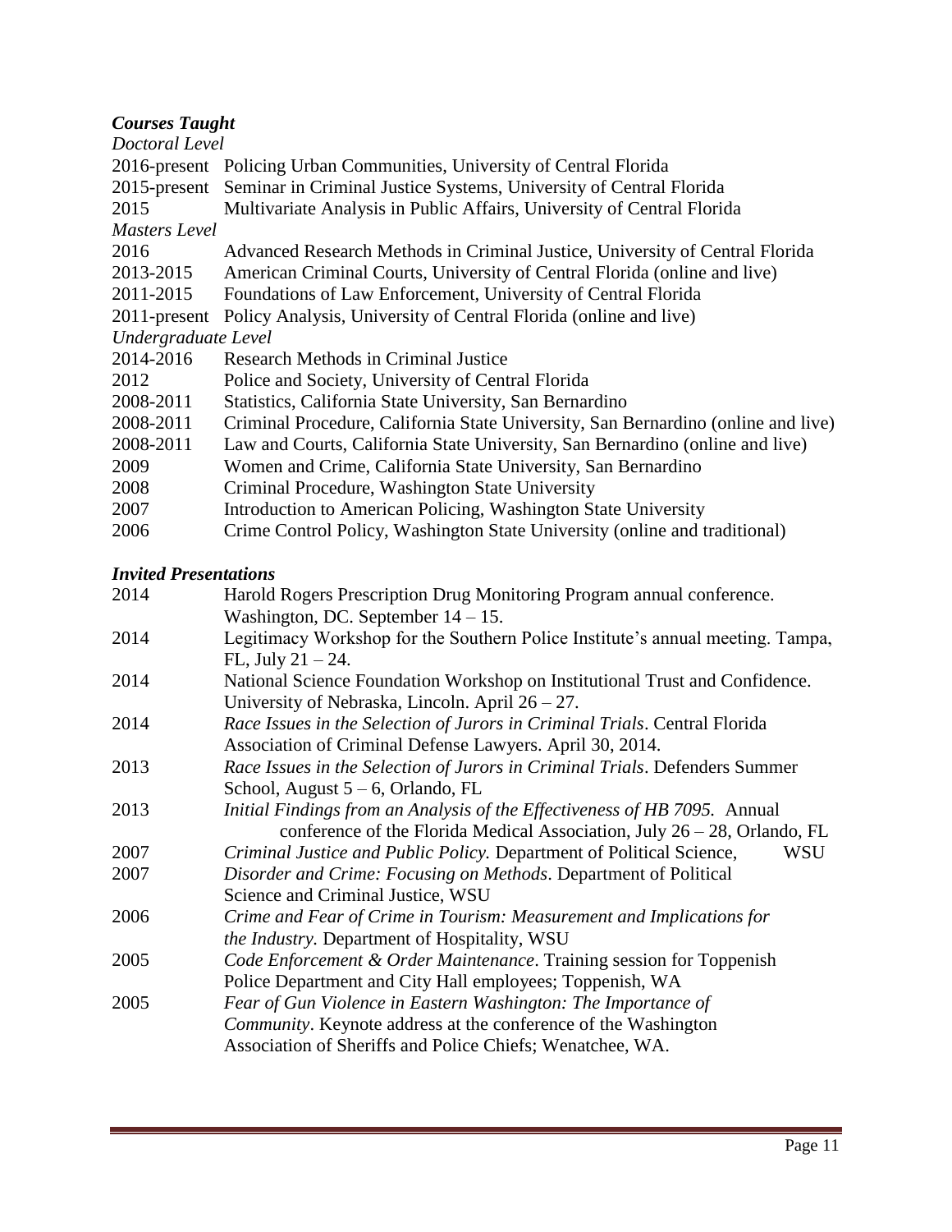### *Courses Taught*

*Doctoral Level*

2016-present Policing Urban Communities, University of Central Florida
2015-present Seminar in Criminal Justice Systems, University of Central Florida
2015 Multivariate Analysis in Public Affairs, University of Central Florida

*Masters Level*

2016 Advanced Research Methods in Criminal Justice, University of Central Florida
2013-2015 American Criminal Courts, University of Central Florida (online and live)
2011-2015 Foundations of Law Enforcement, University of Central Florida
2011-present Policy Analysis, University of Central Florida (online and live)

*Undergraduate Level*

2014-2016 Research Methods in Criminal Justice
2012 Police and Society, University of Central Florida
2008-2011 Statistics, California State University, San Bernardino
2008-2011 Criminal Procedure, California State University, San Bernardino (online and live)
2008-2011 Law and Courts, California State University, San Bernardino (online and live)
2009 Women and Crime, California State University, San Bernardino
2008 Criminal Procedure, Washington State University
2007 Introduction to American Policing, Washington State University
2006 Crime Control Policy, Washington State University (online and traditional)

### *Invited Presentations*

2014 Harold Rogers Prescription Drug Monitoring Program annual conference. Washington, DC. September 14 – 15.

2014 Legitimacy Workshop for the Southern Police Institute's annual meeting. Tampa, FL, July 21 – 24.

2014 National Science Foundation Workshop on Institutional Trust and Confidence. University of Nebraska, Lincoln. April 26 – 27.

2014 *Race Issues in the Selection of Jurors in Criminal Trials*. Central Florida Association of Criminal Defense Lawyers. April 30, 2014.

2013 *Race Issues in the Selection of Jurors in Criminal Trials*. Defenders Summer School, August 5 – 6, Orlando, FL

2013 *Initial Findings from an Analysis of the Effectiveness of HB 7095.* Annual conference of the Florida Medical Association, July 26 – 28, Orlando, FL

2007 *Criminal Justice and Public Policy.* Department of Political Science, WSU

2007 *Disorder and Crime: Focusing on Methods*. Department of Political Science and Criminal Justice, WSU

2006 *Crime and Fear of Crime in Tourism: Measurement and Implications for the Industry.* Department of Hospitality, WSU

2005 *Code Enforcement & Order Maintenance*. Training session for Toppenish Police Department and City Hall employees; Toppenish, WA

2005 *Fear of Gun Violence in Eastern Washington: The Importance of Community*. Keynote address at the conference of the Washington Association of Sheriffs and Police Chiefs; Wenatchee, WA.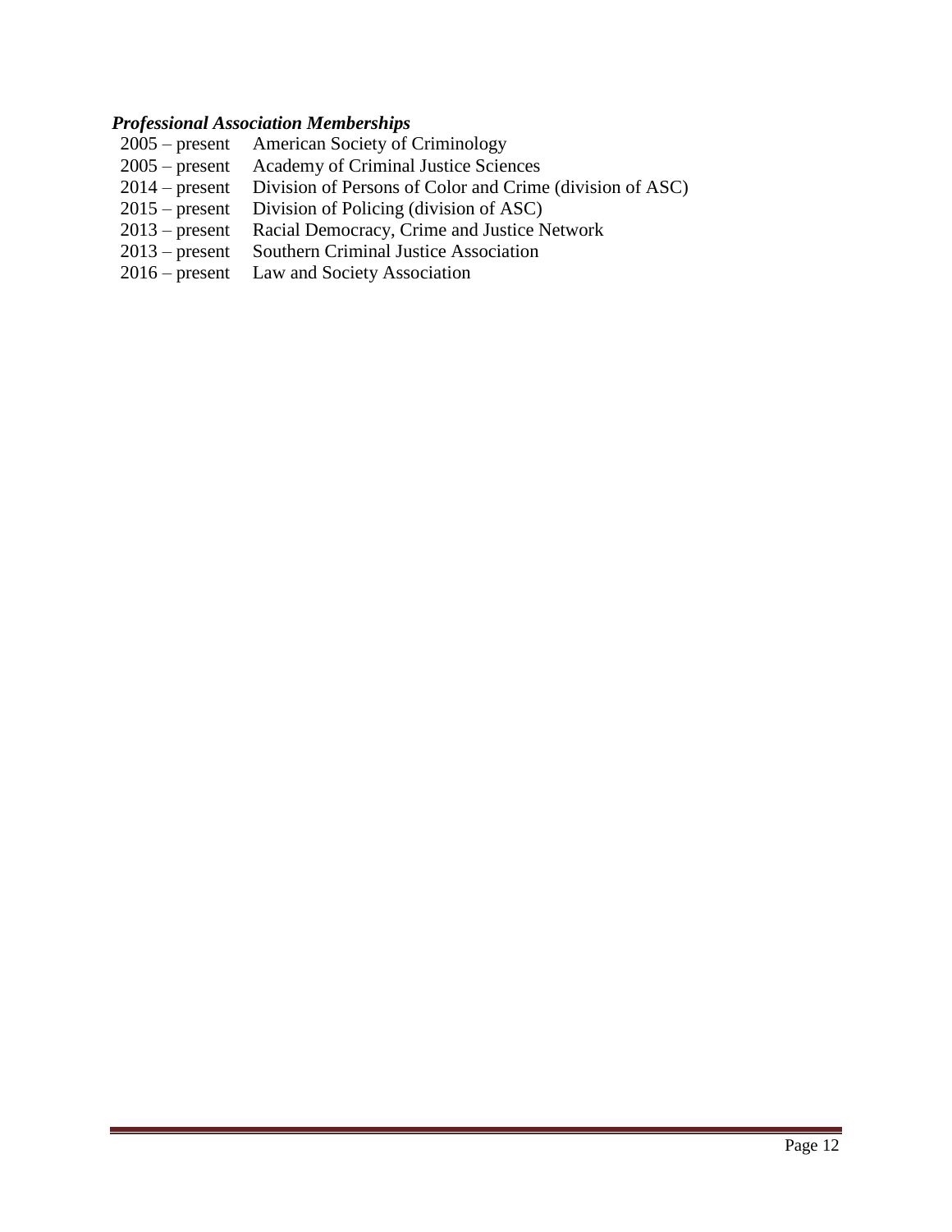***Professional Association Memberships***

2005 – present American Society of Criminology
2005 – present Academy of Criminal Justice Sciences
2014 – present Division of Persons of Color and Crime (division of ASC)
2015 – present Division of Policing (division of ASC)
2013 – present Racial Democracy, Crime and Justice Network
2013 – present Southern Criminal Justice Association
2016 – present Law and Society Association